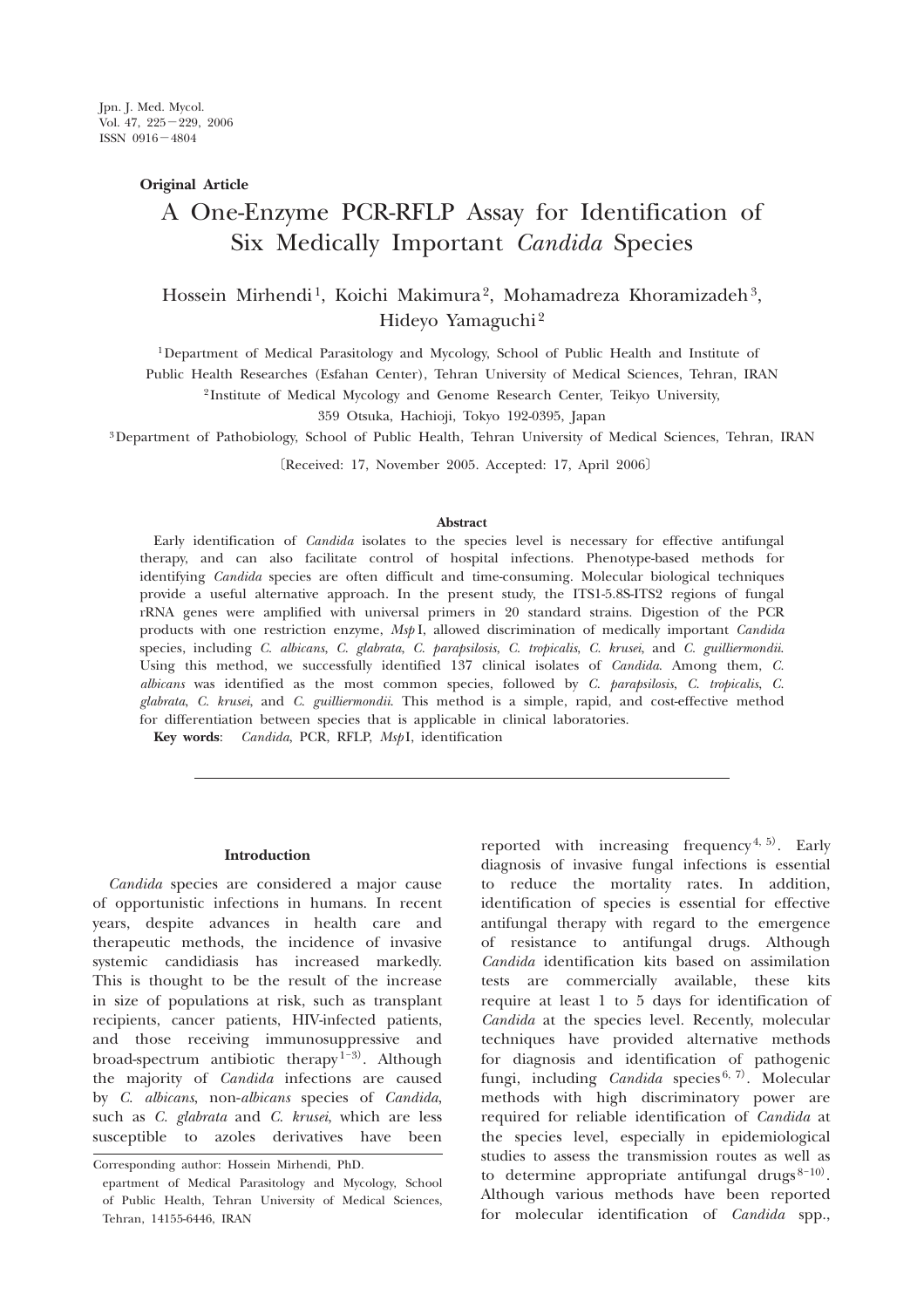Original Article

# A One-Enzyme PCR-RFLP Assay for Identification of Six Medically Important *Candida* Species

Hossein Mirhendi[1], Koichi Makimura[2], Mohamadreza Khoramizadeh[3], Hideyo Yamaguchi[2]

[1]Department of Medical Parasitology and Mycology, School of Public Health and Institute of Public Health Researches (Esfahan Center), Tehran University of Medical Sciences, Tehran, IRAN

[2]Institute of Medical Mycology and Genome Research Center, Teikyo University, 359 Otsuka, Hachioji, Tokyo 192-0395, Japan

[3]Department of Pathobiology, School of Public Health, Tehran University of Medical Sciences, Tehran, IRAN

〔Received: 17, November 2005. Accepted: 17, April 2006〕

## Abstract

Early identification of *Candida* isolates to the species level is necessary for effective antifungal therapy, and can also facilitate control of hospital infections. Phenotype-based methods for identifying *Candida* species are often difficult and time-consuming. Molecular biological techniques provide a useful alternative approach. In the present study, the ITS1-5.8S-ITS2 regions of fungal rRNA genes were amplified with universal primers in 20 standard strains. Digestion of the PCR products with one restriction enzyme, *Msp*I, allowed discrimination of medically important *Candida* species, including *C. albicans*, *C. glabrata*, *C. parapsilosis*, *C. tropicalis*, *C. krusei*, and *C. guilliermondii*. Using this method, we successfully identified 137 clinical isolates of *Candida*. Among them, *C. albicans* was identified as the most common species, followed by *C. parapsilosis*, *C. tropicalis*, *C. glabrata*, *C. krusei*, and *C. guilliermondii*. This method is a simple, rapid, and cost-effective method for differentiation between species that is applicable in clinical laboratories.

**Key words**: *Candida*, PCR, RFLP, *Msp*I, identification

## Introduction

*Candida* species are considered a major cause of opportunistic infections in humans. In recent years, despite advances in health care and therapeutic methods, the incidence of invasive systemic candidiasis has increased markedly. This is thought to be the result of the increase in size of populations at risk, such as transplant recipients, cancer patients, HIV-infected patients, and those receiving immunosuppressive and broad-spectrum antibiotic therapy[1–3]. Although the majority of *Candida* infections are caused by *C. albicans*, non-*albicans* species of *Candida*, such as *C. glabrata* and *C. krusei*, which are less susceptible to azoles derivatives have been reported with increasing frequency[4, 5]. Early diagnosis of invasive fungal infections is essential to reduce the mortality rates. In addition, identification of species is essential for effective antifungal therapy with regard to the emergence of resistance to antifungal drugs. Although *Candida* identification kits based on assimilation tests are commercially available, these kits require at least 1 to 5 days for identification of *Candida* at the species level. Recently, molecular techniques have provided alternative methods for diagnosis and identification of pathogenic fungi, including *Candida* species[6, 7]. Molecular methods with high discriminatory power are required for reliable identification of *Candida* at the species level, especially in epidemiological studies to assess the transmission routes as well as to determine appropriate antifungal drugs[8–10]. Although various methods have been reported for molecular identification of *Candida* spp.,

Corresponding author: Hossein Mirhendi, PhD.
epartment of Medical Parasitology and Mycology, School of Public Health, Tehran University of Medical Sciences, Tehran, 14155-6446, IRAN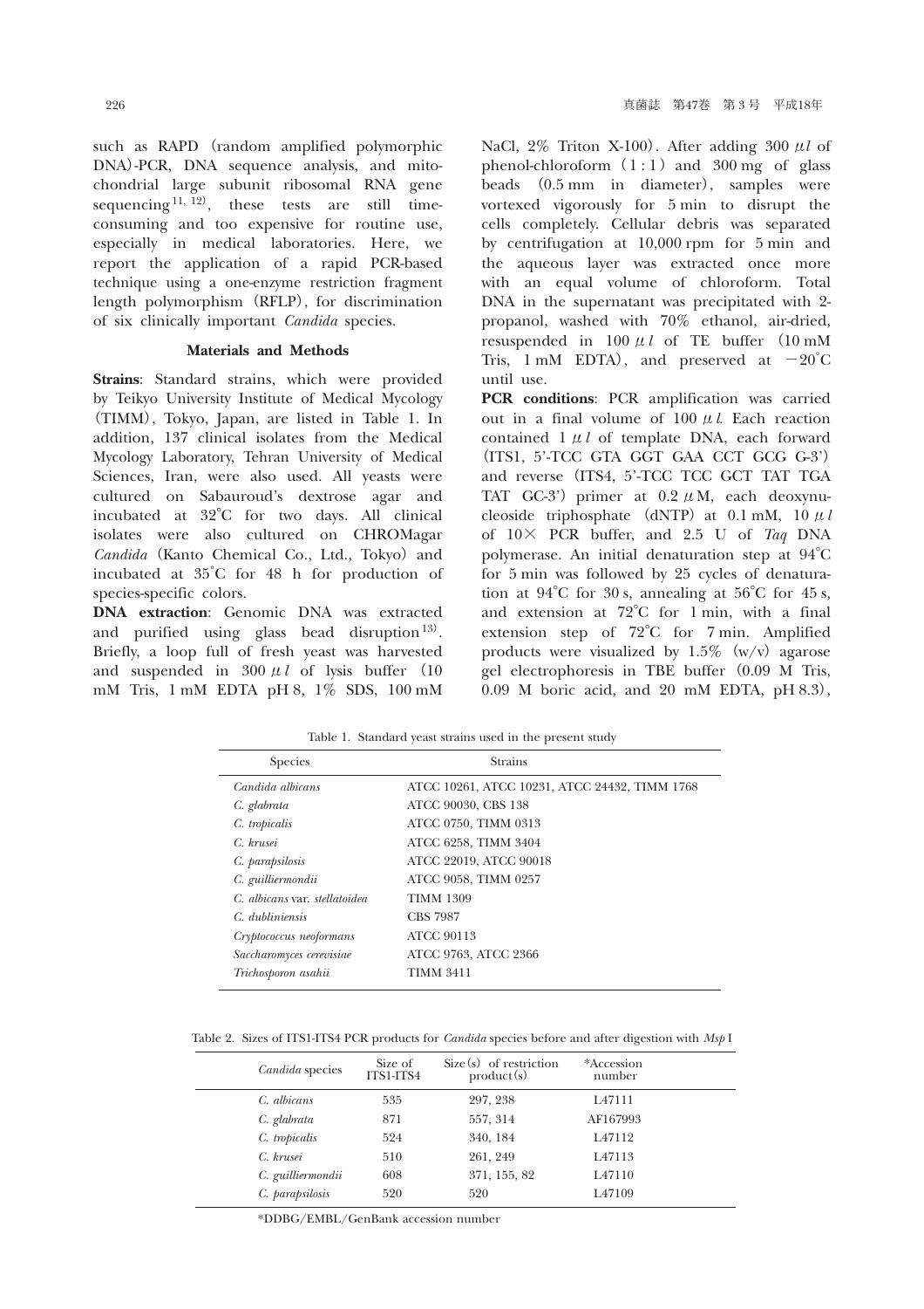such as RAPD (random amplified polymorphic DNA)-PCR, DNA sequence analysis, and mitochondrial large subunit ribosomal RNA gene sequencing[11, 12], these tests are still time-consuming and too expensive for routine use, especially in medical laboratories. Here, we report the application of a rapid PCR-based technique using a one-enzyme restriction fragment length polymorphism (RFLP), for discrimination of six clinically important *Candida* species.

## Materials and Methods

**Strains**: Standard strains, which were provided by Teikyo University Institute of Medical Mycology (TIMM), Tokyo, Japan, are listed in Table 1. In addition, 137 clinical isolates from the Medical Mycology Laboratory, Tehran University of Medical Sciences, Iran, were also used. All yeasts were cultured on Sabauroud's dextrose agar and incubated at 32°C for two days. All clinical isolates were also cultured on CHROMagar *Candida* (Kanto Chemical Co., Ltd., Tokyo) and incubated at 35°C for 48 h for production of species-specific colors.

**DNA extraction**: Genomic DNA was extracted and purified using glass bead disruption[13]. Briefly, a loop full of fresh yeast was harvested and suspended in 300 μl of lysis buffer (10 mM Tris, 1 mM EDTA pH 8, 1% SDS, 100 mM NaCl, 2% Triton X-100). After adding 300 μl of phenol-chloroform (1 : 1) and 300 mg of glass beads (0.5 mm in diameter), samples were vortexed vigorously for 5 min to disrupt the cells completely. Cellular debris was separated by centrifugation at 10,000 rpm for 5 min and the aqueous layer was extracted once more with an equal volume of chloroform. Total DNA in the supernatant was precipitated with 2-propanol, washed with 70% ethanol, air-dried, resuspended in 100 μl of TE buffer (10 mM Tris, 1 mM EDTA), and preserved at −20°C until use.

**PCR conditions**: PCR amplification was carried out in a final volume of 100 μl. Each reaction contained 1 μl of template DNA, each forward (ITS1, 5'-TCC GTA GGT GAA CCT GCG G-3') and reverse (ITS4, 5'-TCC TCC GCT TAT TGA TAT GC-3') primer at 0.2 μM, each deoxynucleoside triphosphate (dNTP) at 0.1 mM, 10 μl of 10× PCR buffer, and 2.5 U of *Taq* DNA polymerase. An initial denaturation step at 94°C for 5 min was followed by 25 cycles of denaturation at 94°C for 30 s, annealing at 56°C for 45 s, and extension at 72°C for 1 min, with a final extension step of 72°C for 7 min. Amplified products were visualized by 1.5% (w/v) agarose gel electrophoresis in TBE buffer (0.09 M Tris, 0.09 M boric acid, and 20 mM EDTA, pH 8.3),

Table 1. Standard yeast strains used in the present study

| Species | Strains |
|---|---|
| *Candida albicans* | ATCC 10261, ATCC 10231, ATCC 24432, TIMM 1768 |
| *C. glabrata* | ATCC 90030, CBS 138 |
| *C. tropicalis* | ATCC 0750, TIMM 0313 |
| *C. krusei* | ATCC 6258, TIMM 3404 |
| *C. parapsilosis* | ATCC 22019, ATCC 90018 |
| *C. guilliermondii* | ATCC 9058, TIMM 0257 |
| *C. albicans* var. *stellatoidea* | TIMM 1309 |
| *C. dubliniensis* | CBS 7987 |
| *Cryptococcus neoformans* | ATCC 90113 |
| *Saccharomyces cerevisiae* | ATCC 9763, ATCC 2366 |
| *Trichosporon asahii* | TIMM 3411 |

Table 2. Sizes of ITS1-ITS4 PCR products for *Candida* species before and after digestion with *Msp* I

| *Candida* species | Size of ITS1-ITS4 | Size(s) of restriction product(s) | *Accession number |
|---|---|---|---|
| *C. albicans* | 535 | 297, 238 | L47111 |
| *C. glabrata* | 871 | 557, 314 | AF167993 |
| *C. tropicalis* | 524 | 340, 184 | L47112 |
| *C. krusei* | 510 | 261, 249 | L47113 |
| *C. guilliermondii* | 608 | 371, 155, 82 | L47110 |
| *C. parapsilosis* | 520 | 520 | L47109 |

*DDBG/EMBL/GenBank accession number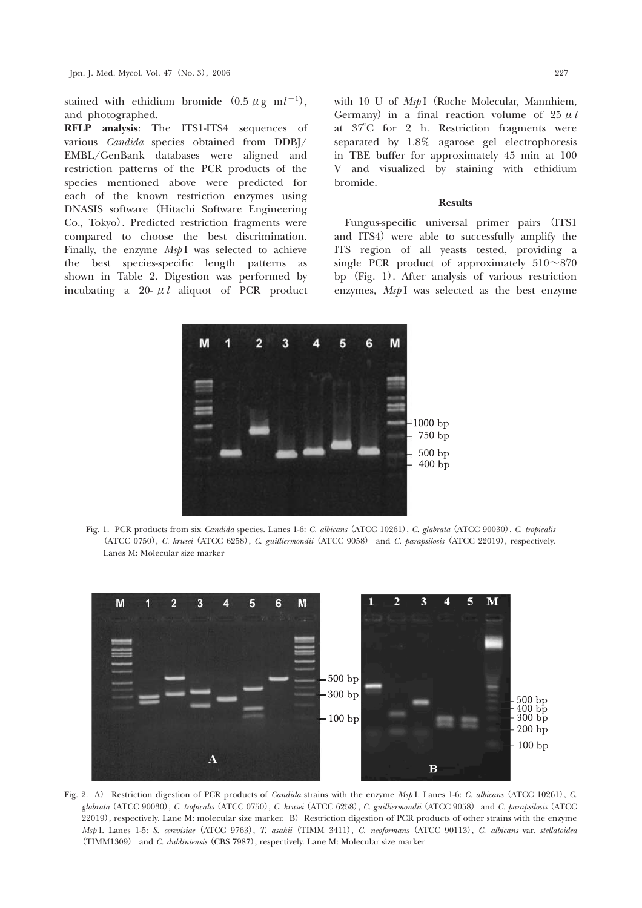stained with ethidium bromide (0.5 μg $ml^{-1}$), and photographed.

**RFLP analysis**: The ITS1-ITS4 sequences of various *Candida* species obtained from DDBJ/EMBL/GenBank databases were aligned and restriction patterns of the PCR products of the species mentioned above were predicted for each of the known restriction enzymes using DNASIS software (Hitachi Software Engineering Co., Tokyo). Predicted restriction fragments were compared to choose the best discrimination. Finally, the enzyme *Msp*I was selected to achieve the best species-specific length patterns as shown in Table 2. Digestion was performed by incubating a 20-μl aliquot of PCR product with 10 U of *Msp*I (Roche Molecular, Mannhiem, Germany) in a final reaction volume of 25 μl at 37°C for 2 h. Restriction fragments were separated by 1.8% agarose gel electrophoresis in TBE buffer for approximately 45 min at 100 V and visualized by staining with ethidium bromide.

## Results

Fungus-specific universal primer pairs (ITS1 and ITS4) were able to successfully amplify the ITS region of all yeasts tested, providing a single PCR product of approximately 510～870 bp (Fig. 1). After analysis of various restriction enzymes, *Msp*I was selected as the best enzyme

Fig. 1. PCR products from six *Candida* species. Lanes 1-6: *C. albicans* (ATCC 10261), *C. glabrata* (ATCC 90030), *C. tropicalis* (ATCC 0750), *C. krusei* (ATCC 6258), *C. guilliermondii* (ATCC 9058) and *C. parapsilosis* (ATCC 22019), respectively. Lanes M: Molecular size marker

Fig. 2. A) Restriction digestion of PCR products of *Candida* strains with the enzyme *Msp*I. Lanes 1-6: *C. albicans* (ATCC 10261), *C. glabrata* (ATCC 90030), *C. tropicalis* (ATCC 0750), *C. krusei* (ATCC 6258), *C. guilliermondii* (ATCC 9058) and *C. parapsilosis* (ATCC 22019), respectively. Lane M: molecular size marker. B) Restriction digestion of PCR products of other strains with the enzyme *Msp*I. Lanes 1-5: *S. cerevisiae* (ATCC 9763), *T. asahii* (TIMM 3411), *C. neoformans* (ATCC 90113), *C. albicans* var. *stellatoidea* (TIMM1309) and *C. dubliniensis* (CBS 7987), respectively. Lane M: Molecular size marker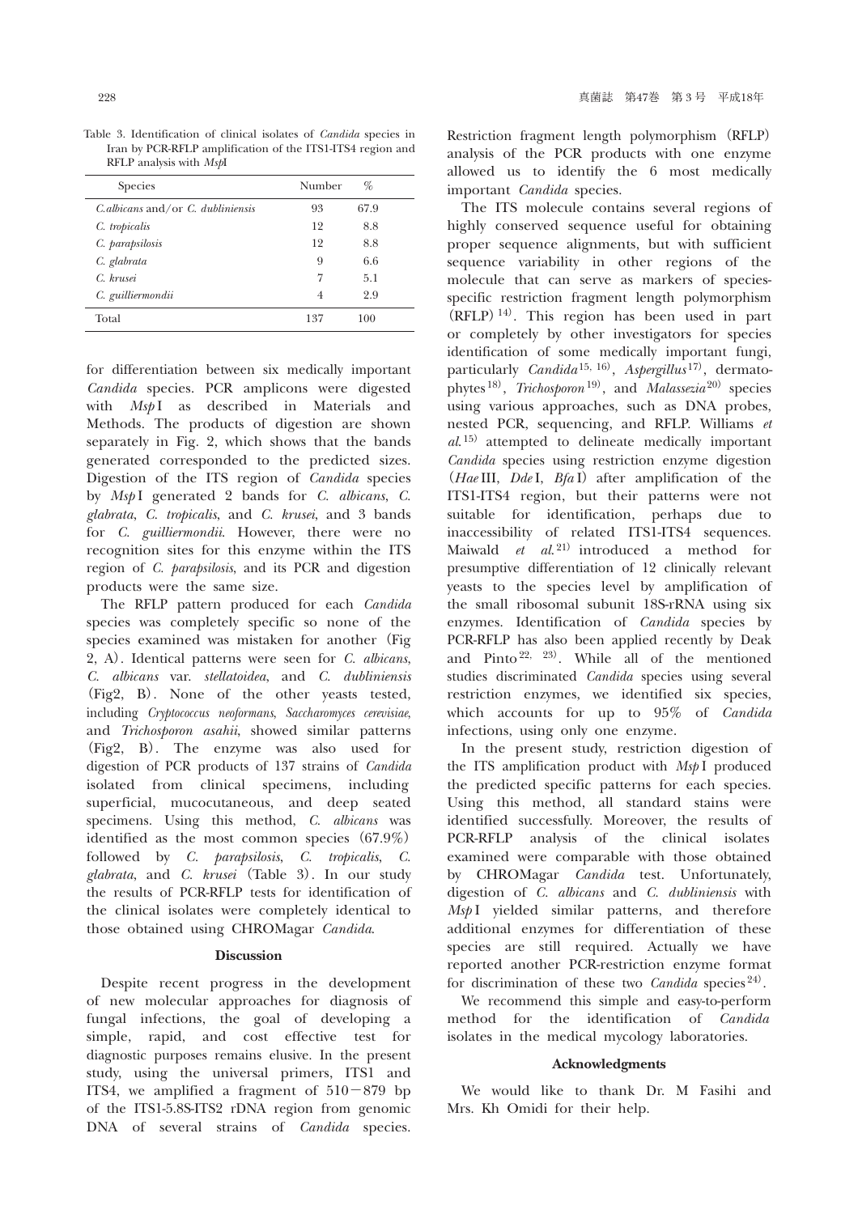Table 3. Identification of clinical isolates of *Candida* species in Iran by PCR-RFLP amplification of the ITS1-ITS4 region and RFLP analysis with *Msp*I

| Species | Number | % |
|---|---|---|
| *C.albicans* and/or *C. dubliniensis* | 93 | 67.9 |
| *C. tropicalis* | 12 | 8.8 |
| *C. parapsilosis* | 12 | 8.8 |
| *C. glabrata* | 9 | 6.6 |
| *C. krusei* | 7 | 5.1 |
| *C. guilliermondii* | 4 | 2.9 |
| Total | 137 | 100 |

for differentiation between six medically important *Candida* species. PCR amplicons were digested with *Msp* I as described in Materials and Methods. The products of digestion are shown separately in Fig. 2, which shows that the bands generated corresponded to the predicted sizes. Digestion of the ITS region of *Candida* species by *Msp* I generated 2 bands for *C. albicans*, *C. glabrata*, *C. tropicalis*, and *C. krusei*, and 3 bands for *C. guilliermondii*. However, there were no recognition sites for this enzyme within the ITS region of *C. parapsilosis*, and its PCR and digestion products were the same size.

The RFLP pattern produced for each *Candida* species was completely specific so none of the species examined was mistaken for another (Fig 2, A). Identical patterns were seen for *C. albicans*, *C. albicans* var. *stellatoidea*, and *C. dubliniensis* (Fig2, B). None of the other yeasts tested, including *Cryptococcus neoformans*, *Saccharomyces cerevisiae*, and *Trichosporon asahii*, showed similar patterns (Fig2, B). The enzyme was also used for digestion of PCR products of 137 strains of *Candida* isolated from clinical specimens, including superficial, mucocutaneous, and deep seated specimens. Using this method, *C. albicans* was identified as the most common species (67.9%) followed by *C. parapsilosis*, *C. tropicalis*, *C. glabrata*, and *C. krusei* (Table 3). In our study the results of PCR-RFLP tests for identification of the clinical isolates were completely identical to those obtained using CHROMagar *Candida*.

## Discussion

Despite recent progress in the development of new molecular approaches for diagnosis of fungal infections, the goal of developing a simple, rapid, and cost effective test for diagnostic purposes remains elusive. In the present study, using the universal primers, ITS1 and ITS4, we amplified a fragment of 510−879 bp of the ITS1-5.8S-ITS2 rDNA region from genomic DNA of several strains of *Candida* species. Restriction fragment length polymorphism (RFLP) analysis of the PCR products with one enzyme allowed us to identify the 6 most medically important *Candida* species.

The ITS molecule contains several regions of highly conserved sequence useful for obtaining proper sequence alignments, but with sufficient sequence variability in other regions of the molecule that can serve as markers of species-specific restriction fragment length polymorphism (RFLP)[14]. This region has been used in part or completely by other investigators for species identification of some medically important fungi, particularly *Candida*[15, 16], *Aspergillus*[17], dermatophytes[18], *Trichosporon*[19], and *Malassezia*[20] species using various approaches, such as DNA probes, nested PCR, sequencing, and RFLP. Williams *et al.*[15] attempted to delineate medically important *Candida* species using restriction enzyme digestion (*Hae* III, *Dde* I, *Bfa* I) after amplification of the ITS1-ITS4 region, but their patterns were not suitable for identification, perhaps due to inaccessibility of related ITS1-ITS4 sequences. Maiwald *et al.*[21] introduced a method for presumptive differentiation of 12 clinically relevant yeasts to the species level by amplification of the small ribosomal subunit 18S-rRNA using six enzymes. Identification of *Candida* species by PCR-RFLP has also been applied recently by Deak and Pinto[22, 23]. While all of the mentioned studies discriminated *Candida* species using several restriction enzymes, we identified six species, which accounts for up to 95% of *Candida* infections, using only one enzyme.

In the present study, restriction digestion of the ITS amplification product with *Msp* I produced the predicted specific patterns for each species. Using this method, all standard stains were identified successfully. Moreover, the results of PCR-RFLP analysis of the clinical isolates examined were comparable with those obtained by CHROMagar *Candida* test. Unfortunately, digestion of *C. albicans* and *C. dubliniensis* with *Msp* I yielded similar patterns, and therefore additional enzymes for differentiation of these species are still required. Actually we have reported another PCR-restriction enzyme format for discrimination of these two *Candida* species[24].

We recommend this simple and easy-to-perform method for the identification of *Candida* isolates in the medical mycology laboratories.

## Acknowledgments

We would like to thank Dr. M Fasihi and Mrs. Kh Omidi for their help.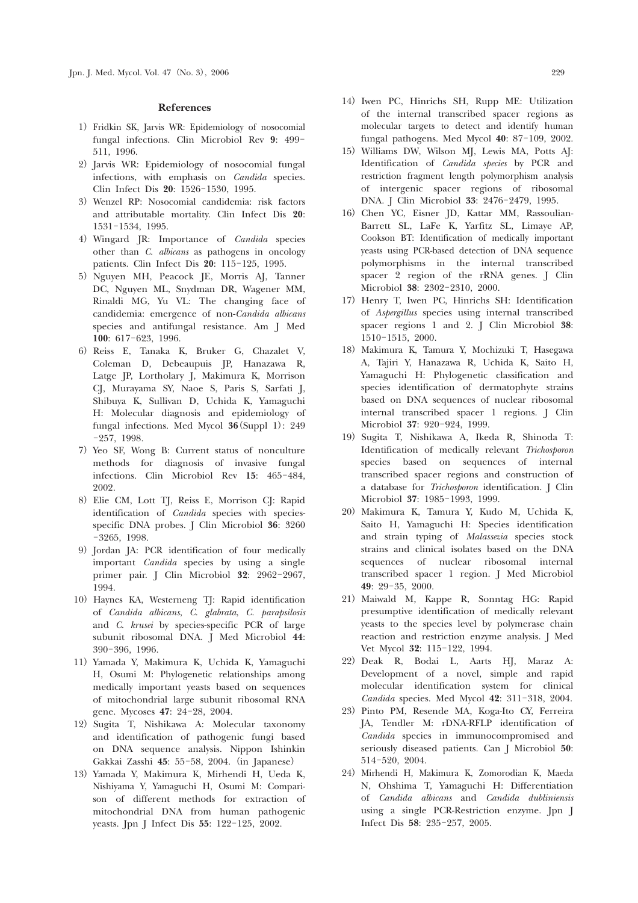## References

1) Fridkin SK, Jarvis WR: Epidemiology of nosocomial fungal infections. Clin Microbiol Rev **9**: 499-511, 1996.
2) Jarvis WR: Epidemiology of nosocomial fungal infections, with emphasis on *Candida* species. Clin Infect Dis **20**: 1526-1530, 1995.
3) Wenzel RP: Nosocomial candidemia: risk factors and attributable mortality. Clin Infect Dis **20**: 1531-1534, 1995.
4) Wingard JR: Importance of *Candida* species other than *C. albicans* as pathogens in oncology patients. Clin Infect Dis **20**: 115-125, 1995.
5) Nguyen MH, Peacock JE, Morris AJ, Tanner DC, Nguyen ML, Snydman DR, Wagener MM, Rinaldi MG, Yu VL: The changing face of candidemia: emergence of non-*Candida albicans* species and antifungal resistance. Am J Med **100**: 617-623, 1996.
6) Reiss E, Tanaka K, Bruker G, Chazalet V, Coleman D, Debeaupuis JP, Hanazawa R, Latge JP, Lortholary J, Makimura K, Morrison CJ, Murayama SY, Naoe S, Paris S, Sarfati J, Shibuya K, Sullivan D, Uchida K, Yamaguchi H: Molecular diagnosis and epidemiology of fungal infections. Med Mycol **36**(Suppl 1): 249-257, 1998.
7) Yeo SF, Wong B: Current status of nonculture methods for diagnosis of invasive fungal infections. Clin Microbiol Rev **15**: 465-484, 2002.
8) Elie CM, Lott TJ, Reiss E, Morrison CJ: Rapid identification of *Candida* species with species-specific DNA probes. J Clin Microbiol **36**: 3260-3265, 1998.
9) Jordan JA: PCR identification of four medically important *Candida* species by using a single primer pair. J Clin Microbiol **32**: 2962-2967, 1994.
10) Haynes KA, Westerneng TJ: Rapid identification of *Candida albicans*, *C. glabrata*, *C. parapsilosis* and *C. krusei* by species-specific PCR of large subunit ribosomal DNA. J Med Microbiol **44**: 390-396, 1996.
11) Yamada Y, Makimura K, Uchida K, Yamaguchi H, Osumi M: Phylogenetic relationships among medically important yeasts based on sequences of mitochondrial large subunit ribosomal RNA gene. Mycoses **47**: 24-28, 2004.
12) Sugita T, Nishikawa A: Molecular taxonomy and identification of pathogenic fungi based on DNA sequence analysis. Nippon Ishinkin Gakkai Zasshi **45**: 55-58, 2004. (in Japanese)
13) Yamada Y, Makimura K, Mirhendi H, Ueda K, Nishiyama Y, Yamaguchi H, Osumi M: Comparison of different methods for extraction of mitochondrial DNA from human pathogenic yeasts. Jpn J Infect Dis **55**: 122-125, 2002.
14) Iwen PC, Hinrichs SH, Rupp ME: Utilization of the internal transcribed spacer regions as molecular targets to detect and identify human fungal pathogens. Med Mycol **40**: 87-109, 2002.
15) Williams DW, Wilson MJ, Lewis MA, Potts AJ: Identification of *Candida species* by PCR and restriction fragment length polymorphism analysis of intergenic spacer regions of ribosomal DNA. J Clin Microbiol **33**: 2476-2479, 1995.
16) Chen YC, Eisner JD, Kattar MM, Rassoulian-Barrett SL, LaFe K, Yarfitz SL, Limaye AP, Cookson BT: Identification of medically important yeasts using PCR-based detection of DNA sequence polymorphisms in the internal transcribed spacer 2 region of the rRNA genes. J Clin Microbiol **38**: 2302-2310, 2000.
17) Henry T, Iwen PC, Hinrichs SH: Identification of *Aspergillus* species using internal transcribed spacer regions 1 and 2. J Clin Microbiol **38**: 1510-1515, 2000.
18) Makimura K, Tamura Y, Mochizuki T, Hasegawa A, Tajiri Y, Hanazawa R, Uchida K, Saito H, Yamaguchi H: Phylogenetic classification and species identification of dermatophyte strains based on DNA sequences of nuclear ribosomal internal transcribed spacer 1 regions. J Clin Microbiol **37**: 920-924, 1999.
19) Sugita T, Nishikawa A, Ikeda R, Shinoda T: Identification of medically relevant *Trichosporon* species based on sequences of internal transcribed spacer regions and construction of a database for *Trichosporon* identification. J Clin Microbiol **37**: 1985-1993, 1999.
20) Makimura K, Tamura Y, Kudo M, Uchida K, Saito H, Yamaguchi H: Species identification and strain typing of *Malassezia* species stock strains and clinical isolates based on the DNA sequences of nuclear ribosomal internal transcribed spacer 1 region. J Med Microbiol **49**: 29-35, 2000.
21) Maiwald M, Kappe R, Sonntag HG: Rapid presumptive identification of medically relevant yeasts to the species level by polymerase chain reaction and restriction enzyme analysis. J Med Vet Mycol **32**: 115-122, 1994.
22) Deak R, Bodai L, Aarts HJ, Maraz A: Development of a novel, simple and rapid molecular identification system for clinical *Candida* species. Med Mycol **42**: 311-318, 2004.
23) Pinto PM, Resende MA, Koga-Ito CY, Ferreira JA, Tendler M: rDNA-RFLP identification of *Candida* species in immunocompromised and seriously diseased patients. Can J Microbiol **50**: 514-520, 2004.
24) Mirhendi H, Makimura K, Zomorodian K, Maeda N, Ohshima T, Yamaguchi H: Differentiation of *Candida albicans* and *Candida dubliniensis* using a single PCR-Restriction enzyme. Jpn J Infect Dis **58**: 235-257, 2005.